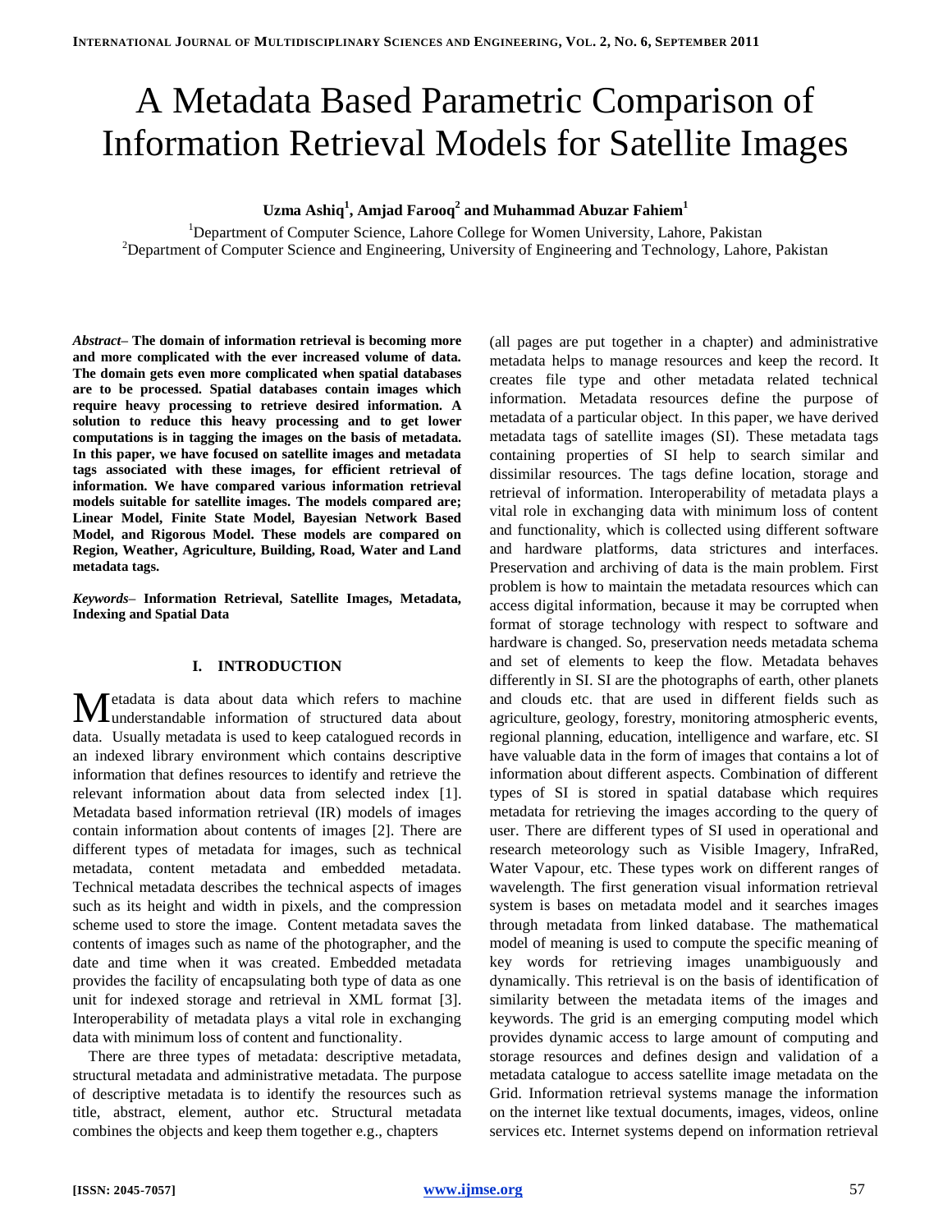# A Metadata Based Parametric Comparison of Information Retrieval Models for Satellite Images

**Uzma Ashiq[1], Amjad Farooq[2] and Muhammad Abuzar Fahiem[1]**

[1]Department of Computer Science, Lahore College for Women University, Lahore, Pakistan
[2]Department of Computer Science and Engineering, University of Engineering and Technology, Lahore, Pakistan

***Abstract*– The domain of information retrieval is becoming more and more complicated with the ever increased volume of data. The domain gets even more complicated when spatial databases are to be processed. Spatial databases contain images which require heavy processing to retrieve desired information. A solution to reduce this heavy processing and to get lower computations is in tagging the images on the basis of metadata. In this paper, we have focused on satellite images and metadata tags associated with these images, for efficient retrieval of information. We have compared various information retrieval models suitable for satellite images. The models compared are; Linear Model, Finite State Model, Bayesian Network Based Model, and Rigorous Model. These models are compared on Region, Weather, Agriculture, Building, Road, Water and Land metadata tags.**

***Keywords*– Information Retrieval, Satellite Images, Metadata, Indexing and Spatial Data**

## I. INTRODUCTION

Metadata is data about data which refers to machine understandable information of structured data about data. Usually metadata is used to keep catalogued records in an indexed library environment which contains descriptive information that defines resources to identify and retrieve the relevant information about data from selected index [1]. Metadata based information retrieval (IR) models of images contain information about contents of images [2]. There are different types of metadata for images, such as technical metadata, content metadata and embedded metadata. Technical metadata describes the technical aspects of images such as its height and width in pixels, and the compression scheme used to store the image. Content metadata saves the contents of images such as name of the photographer, and the date and time when it was created. Embedded metadata provides the facility of encapsulating both type of data as one unit for indexed storage and retrieval in XML format [3]. Interoperability of metadata plays a vital role in exchanging data with minimum loss of content and functionality.

There are three types of metadata: descriptive metadata, structural metadata and administrative metadata. The purpose of descriptive metadata is to identify the resources such as title, abstract, element, author etc. Structural metadata combines the objects and keep them together e.g., chapters (all pages are put together in a chapter) and administrative metadata helps to manage resources and keep the record. It creates file type and other metadata related technical information. Metadata resources define the purpose of metadata of a particular object. In this paper, we have derived metadata tags of satellite images (SI). These metadata tags containing properties of SI help to search similar and dissimilar resources. The tags define location, storage and retrieval of information. Interoperability of metadata plays a vital role in exchanging data with minimum loss of content and functionality, which is collected using different software and hardware platforms, data strictures and interfaces. Preservation and archiving of data is the main problem. First problem is how to maintain the metadata resources which can access digital information, because it may be corrupted when format of storage technology with respect to software and hardware is changed. So, preservation needs metadata schema and set of elements to keep the flow. Metadata behaves differently in SI. SI are the photographs of earth, other planets and clouds etc. that are used in different fields such as agriculture, geology, forestry, monitoring atmospheric events, regional planning, education, intelligence and warfare, etc. SI have valuable data in the form of images that contains a lot of information about different aspects. Combination of different types of SI is stored in spatial database which requires metadata for retrieving the images according to the query of user. There are different types of SI used in operational and research meteorology such as Visible Imagery, InfraRed, Water Vapour, etc. These types work on different ranges of wavelength. The first generation visual information retrieval system is bases on metadata model and it searches images through metadata from linked database. The mathematical model of meaning is used to compute the specific meaning of key words for retrieving images unambiguously and dynamically. This retrieval is on the basis of identification of similarity between the metadata items of the images and keywords. The grid is an emerging computing model which provides dynamic access to large amount of computing and storage resources and defines design and validation of a metadata catalogue to access satellite image metadata on the Grid. Information retrieval systems manage the information on the internet like textual documents, images, videos, online services etc. Internet systems depend on information retrieval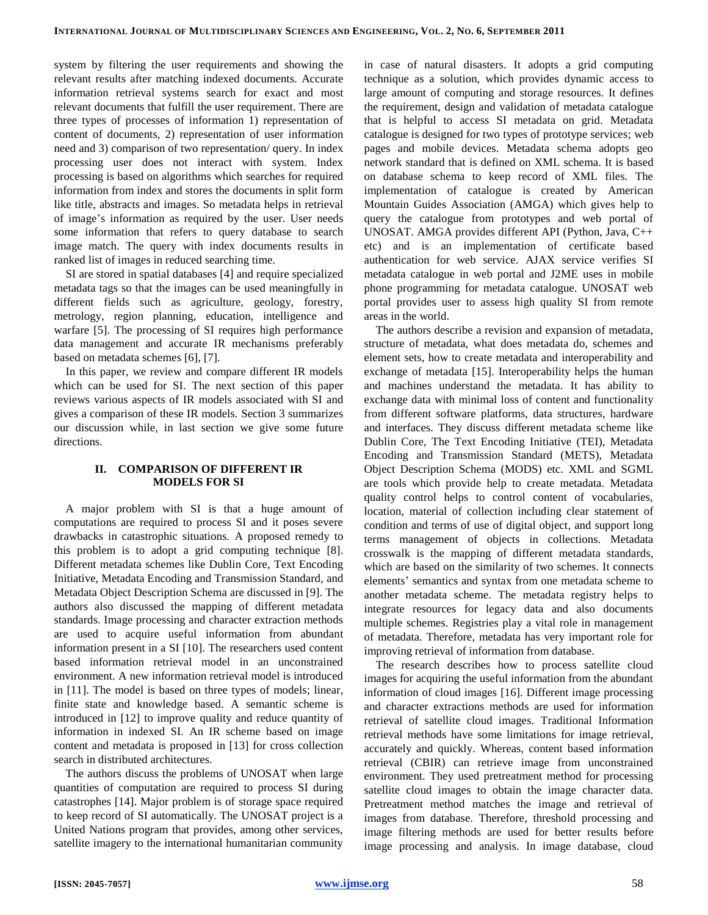system by filtering the user requirements and showing the relevant results after matching indexed documents. Accurate information retrieval systems search for exact and most relevant documents that fulfill the user requirement. There are three types of processes of information 1) representation of content of documents, 2) representation of user information need and 3) comparison of two representation/ query. In index processing user does not interact with system. Index processing is based on algorithms which searches for required information from index and stores the documents in split form like title, abstracts and images. So metadata helps in retrieval of image's information as required by the user. User needs some information that refers to query database to search image match. The query with index documents results in ranked list of images in reduced searching time.

SI are stored in spatial databases [4] and require specialized metadata tags so that the images can be used meaningfully in different fields such as agriculture, geology, forestry, metrology, region planning, education, intelligence and warfare [5]. The processing of SI requires high performance data management and accurate IR mechanisms preferably based on metadata schemes [6], [7].

In this paper, we review and compare different IR models which can be used for SI. The next section of this paper reviews various aspects of IR models associated with SI and gives a comparison of these IR models. Section 3 summarizes our discussion while, in last section we give some future directions.

## II. COMPARISON OF DIFFERENT IR MODELS FOR SI

A major problem with SI is that a huge amount of computations are required to process SI and it poses severe drawbacks in catastrophic situations. A proposed remedy to this problem is to adopt a grid computing technique [8]. Different metadata schemes like Dublin Core, Text Encoding Initiative, Metadata Encoding and Transmission Standard, and Metadata Object Description Schema are discussed in [9]. The authors also discussed the mapping of different metadata standards. Image processing and character extraction methods are used to acquire useful information from abundant information present in a SI [10]. The researchers used content based information retrieval model in an unconstrained environment. A new information retrieval model is introduced in [11]. The model is based on three types of models; linear, finite state and knowledge based. A semantic scheme is introduced in [12] to improve quality and reduce quantity of information in indexed SI. An IR scheme based on image content and metadata is proposed in [13] for cross collection search in distributed architectures.

The authors discuss the problems of UNOSAT when large quantities of computation are required to process SI during catastrophes [14]. Major problem is of storage space required to keep record of SI automatically. The UNOSAT project is a United Nations program that provides, among other services, satellite imagery to the international humanitarian community in case of natural disasters. It adopts a grid computing technique as a solution, which provides dynamic access to large amount of computing and storage resources. It defines the requirement, design and validation of metadata catalogue that is helpful to access SI metadata on grid. Metadata catalogue is designed for two types of prototype services; web pages and mobile devices. Metadata schema adopts geo network standard that is defined on XML schema. It is based on database schema to keep record of XML files. The implementation of catalogue is created by American Mountain Guides Association (AMGA) which gives help to query the catalogue from prototypes and web portal of UNOSAT. AMGA provides different API (Python, Java, C++ etc) and is an implementation of certificate based authentication for web service. AJAX service verifies SI metadata catalogue in web portal and J2ME uses in mobile phone programming for metadata catalogue. UNOSAT web portal provides user to assess high quality SI from remote areas in the world.

The authors describe a revision and expansion of metadata, structure of metadata, what does metadata do, schemes and element sets, how to create metadata and interoperability and exchange of metadata [15]. Interoperability helps the human and machines understand the metadata. It has ability to exchange data with minimal loss of content and functionality from different software platforms, data structures, hardware and interfaces. They discuss different metadata scheme like Dublin Core, The Text Encoding Initiative (TEI), Metadata Encoding and Transmission Standard (METS), Metadata Object Description Schema (MODS) etc. XML and SGML are tools which provide help to create metadata. Metadata quality control helps to control content of vocabularies, location, material of collection including clear statement of condition and terms of use of digital object, and support long terms management of objects in collections. Metadata crosswalk is the mapping of different metadata standards, which are based on the similarity of two schemes. It connects elements' semantics and syntax from one metadata scheme to another metadata scheme. The metadata registry helps to integrate resources for legacy data and also documents multiple schemes. Registries play a vital role in management of metadata. Therefore, metadata has very important role for improving retrieval of information from database.

The research describes how to process satellite cloud images for acquiring the useful information from the abundant information of cloud images [16]. Different image processing and character extractions methods are used for information retrieval of satellite cloud images. Traditional Information retrieval methods have some limitations for image retrieval, accurately and quickly. Whereas, content based information retrieval (CBIR) can retrieve image from unconstrained environment. They used pretreatment method for processing satellite cloud images to obtain the image character data. Pretreatment method matches the image and retrieval of images from database. Therefore, threshold processing and image filtering methods are used for better results before image processing and analysis. In image database, cloud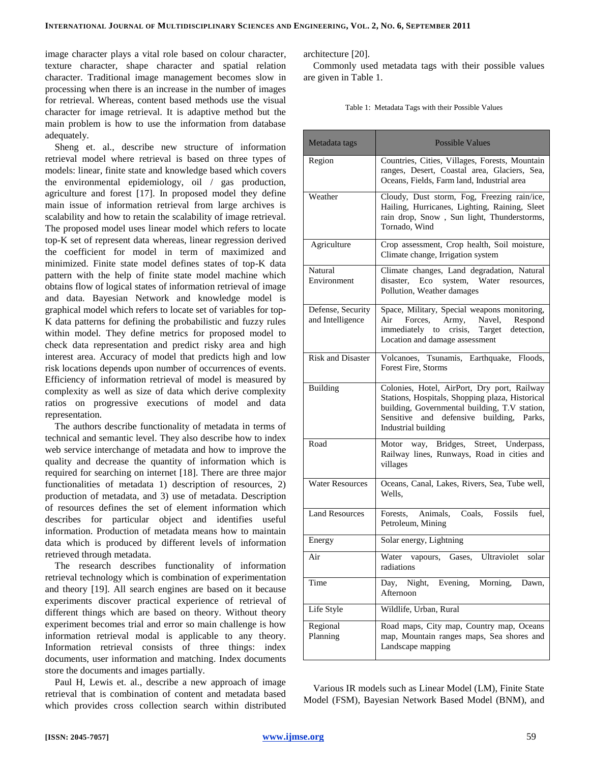image character plays a vital role based on colour character, texture character, shape character and spatial relation character. Traditional image management becomes slow in processing when there is an increase in the number of images for retrieval. Whereas, content based methods use the visual character for image retrieval. It is adaptive method but the main problem is how to use the information from database adequately.

Sheng et. al., describe new structure of information retrieval model where retrieval is based on three types of models: linear, finite state and knowledge based which covers the environmental epidemiology, oil / gas production, agriculture and forest [17]. In proposed model they define main issue of information retrieval from large archives is scalability and how to retain the scalability of image retrieval. The proposed model uses linear model which refers to locate top-K set of represent data whereas, linear regression derived the coefficient for model in term of maximized and minimized. Finite state model defines states of top-K data pattern with the help of finite state model machine which obtains flow of logical states of information retrieval of image and data. Bayesian Network and knowledge model is graphical model which refers to locate set of variables for top-K data patterns for defining the probabilistic and fuzzy rules within model. They define metrics for proposed model to check data representation and predict risky area and high interest area. Accuracy of model that predicts high and low risk locations depends upon number of occurrences of events. Efficiency of information retrieval of model is measured by complexity as well as size of data which derive complexity ratios on progressive executions of model and data representation.

The authors describe functionality of metadata in terms of technical and semantic level. They also describe how to index web service interchange of metadata and how to improve the quality and decrease the quantity of information which is required for searching on internet [18]. There are three major functionalities of metadata 1) description of resources, 2) production of metadata, and 3) use of metadata. Description of resources defines the set of element information which describes for particular object and identifies useful information. Production of metadata means how to maintain data which is produced by different levels of information retrieved through metadata.

The research describes functionality of information retrieval technology which is combination of experimentation and theory [19]. All search engines are based on it because experiments discover practical experience of retrieval of different things which are based on theory. Without theory experiment becomes trial and error so main challenge is how information retrieval modal is applicable to any theory. Information retrieval consists of three things: index documents, user information and matching. Index documents store the documents and images partially.

Paul H, Lewis et. al., describe a new approach of image retrieval that is combination of content and metadata based which provides cross collection search within distributed architecture [20].

Commonly used metadata tags with their possible values are given in Table 1.

Table 1: Metadata Tags with their Possible Values

| Metadata tags | Possible Values |
|---|---|
| Region | Countries, Cities, Villages, Forests, Mountain ranges, Desert, Coastal area, Glaciers, Sea, Oceans, Fields, Farm land, Industrial area |
| Weather | Cloudy, Dust storm, Fog, Freezing rain/ice, Hailing, Hurricanes, Lighting, Raining, Sleet rain drop, Snow , Sun light, Thunderstorms, Tornado, Wind |
| Agriculture | Crop assessment, Crop health, Soil moisture, Climate change, Irrigation system |
| Natural Environment | Climate changes, Land degradation, Natural disaster, Eco system, Water resources, Pollution, Weather damages |
| Defense, Security and Intelligence | Space, Military, Special weapons monitoring, Air Forces, Army, Navel, Respond immediately to crisis, Target detection, Location and damage assessment |
| Risk and Disaster | Volcanoes, Tsunamis, Earthquake, Floods, Forest Fire, Storms |
| Building | Colonies, Hotel, AirPort, Dry port, Railway Stations, Hospitals, Shopping plaza, Historical building, Governmental building, T.V station, Sensitive and defensive building, Parks, Industrial building |
| Road | Motor way, Bridges, Street, Underpass, Railway lines, Runways, Road in cities and villages |
| Water Resources | Oceans, Canal, Lakes, Rivers, Sea, Tube well, Wells, |
| Land Resources | Forests, Animals, Coals, Fossils fuel, Petroleum, Mining |
| Energy | Solar energy, Lightning |
| Air | Water vapours, Gases, Ultraviolet solar radiations |
| Time | Day, Night, Evening, Morning, Dawn, Afternoon |
| Life Style | Wildlife, Urban, Rural |
| Regional Planning | Road maps, City map, Country map, Oceans map, Mountain ranges maps, Sea shores and Landscape mapping |

Various IR models such as Linear Model (LM), Finite State Model (FSM), Bayesian Network Based Model (BNM), and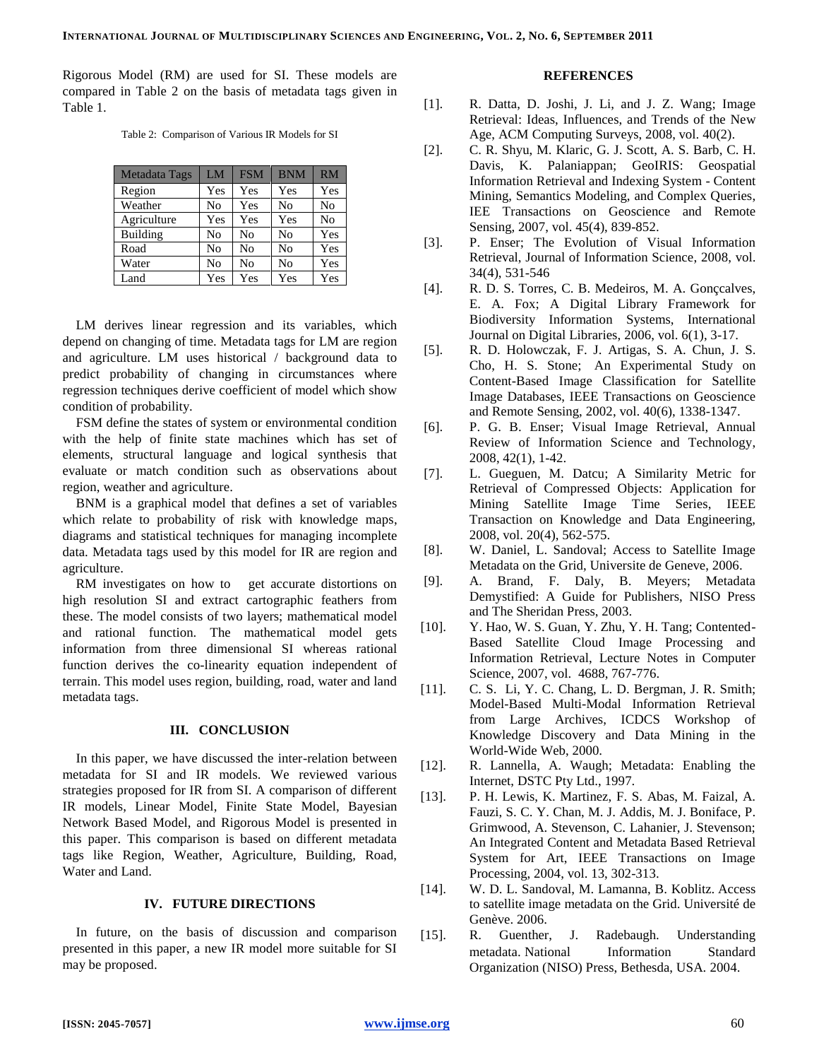Rigorous Model (RM) are used for SI. These models are compared in Table 2 on the basis of metadata tags given in Table 1.

Table 2: Comparison of Various IR Models for SI

| Metadata Tags | LM | FSM | BNM | RM |
|---|---|---|---|---|
| Region | Yes | Yes | Yes | Yes |
| Weather | No | Yes | No | No |
| Agriculture | Yes | Yes | Yes | No |
| Building | No | No | No | Yes |
| Road | No | No | No | Yes |
| Water | No | No | No | Yes |
| Land | Yes | Yes | Yes | Yes |

LM derives linear regression and its variables, which depend on changing of time. Metadata tags for LM are region and agriculture. LM uses historical / background data to predict probability of changing in circumstances where regression techniques derive coefficient of model which show condition of probability.

FSM define the states of system or environmental condition with the help of finite state machines which has set of elements, structural language and logical synthesis that evaluate or match condition such as observations about region, weather and agriculture.

BNM is a graphical model that defines a set of variables which relate to probability of risk with knowledge maps, diagrams and statistical techniques for managing incomplete data. Metadata tags used by this model for IR are region and agriculture.

RM investigates on how to get accurate distortions on high resolution SI and extract cartographic feathers from these. The model consists of two layers; mathematical model and rational function. The mathematical model gets information from three dimensional SI whereas rational function derives the co-linearity equation independent of terrain. This model uses region, building, road, water and land metadata tags.

## III. CONCLUSION

In this paper, we have discussed the inter-relation between metadata for SI and IR models. We reviewed various strategies proposed for IR from SI. A comparison of different IR models, Linear Model, Finite State Model, Bayesian Network Based Model, and Rigorous Model is presented in this paper. This comparison is based on different metadata tags like Region, Weather, Agriculture, Building, Road, Water and Land.

## IV. FUTURE DIRECTIONS

In future, on the basis of discussion and comparison presented in this paper, a new IR model more suitable for SI may be proposed.

## REFERENCES

[1]. R. Datta, D. Joshi, J. Li, and J. Z. Wang; Image Retrieval: Ideas, Influences, and Trends of the New Age, ACM Computing Surveys, 2008, vol. 40(2).

[2]. C. R. Shyu, M. Klaric, G. J. Scott, A. S. Barb, C. H. Davis, K. Palaniappan; GeoIRIS: Geospatial Information Retrieval and Indexing System - Content Mining, Semantics Modeling, and Complex Queries, IEE Transactions on Geoscience and Remote Sensing, 2007, vol. 45(4), 839-852.

[3]. P. Enser; The Evolution of Visual Information Retrieval, Journal of Information Science, 2008, vol. 34(4), 531-546

[4]. R. D. S. Torres, C. B. Medeiros, M. A. Gonçcalves, E. A. Fox; A Digital Library Framework for Biodiversity Information Systems, International Journal on Digital Libraries, 2006, vol. 6(1), 3-17.

[5]. R. D. Holowczak, F. J. Artigas, S. A. Chun, J. S. Cho, H. S. Stone; An Experimental Study on Content-Based Image Classification for Satellite Image Databases, IEEE Transactions on Geoscience and Remote Sensing, 2002, vol. 40(6), 1338-1347.

[6]. P. G. B. Enser; Visual Image Retrieval, Annual Review of Information Science and Technology, 2008, 42(1), 1-42.

[7]. L. Gueguen, M. Datcu; A Similarity Metric for Retrieval of Compressed Objects: Application for Mining Satellite Image Time Series, IEEE Transaction on Knowledge and Data Engineering, 2008, vol. 20(4), 562-575.

[8]. W. Daniel, L. Sandoval; Access to Satellite Image Metadata on the Grid, Universite de Geneve, 2006.

[9]. A. Brand, F. Daly, B. Meyers; Metadata Demystified: A Guide for Publishers, NISO Press and The Sheridan Press, 2003.

[10]. Y. Hao, W. S. Guan, Y. Zhu, Y. H. Tang; Contented-Based Satellite Cloud Image Processing and Information Retrieval, Lecture Notes in Computer Science, 2007, vol. 4688, 767-776.

[11]. C. S. Li, Y. C. Chang, L. D. Bergman, J. R. Smith; Model-Based Multi-Modal Information Retrieval from Large Archives, ICDCS Workshop of Knowledge Discovery and Data Mining in the World-Wide Web, 2000.

[12]. R. Lannella, A. Waugh; Metadata: Enabling the Internet, DSTC Pty Ltd., 1997.

[13]. P. H. Lewis, K. Martinez, F. S. Abas, M. Faizal, A. Fauzi, S. C. Y. Chan, M. J. Addis, M. J. Boniface, P. Grimwood, A. Stevenson, C. Lahanier, J. Stevenson; An Integrated Content and Metadata Based Retrieval System for Art, IEEE Transactions on Image Processing, 2004, vol. 13, 302-313.

[14]. W. D. L. Sandoval, M. Lamanna, B. Koblitz. Access to satellite image metadata on the Grid. Université de Genève. 2006.

[15]. R. Guenther, J. Radebaugh. Understanding metadata. National Information Standard Organization (NISO) Press, Bethesda, USA. 2004.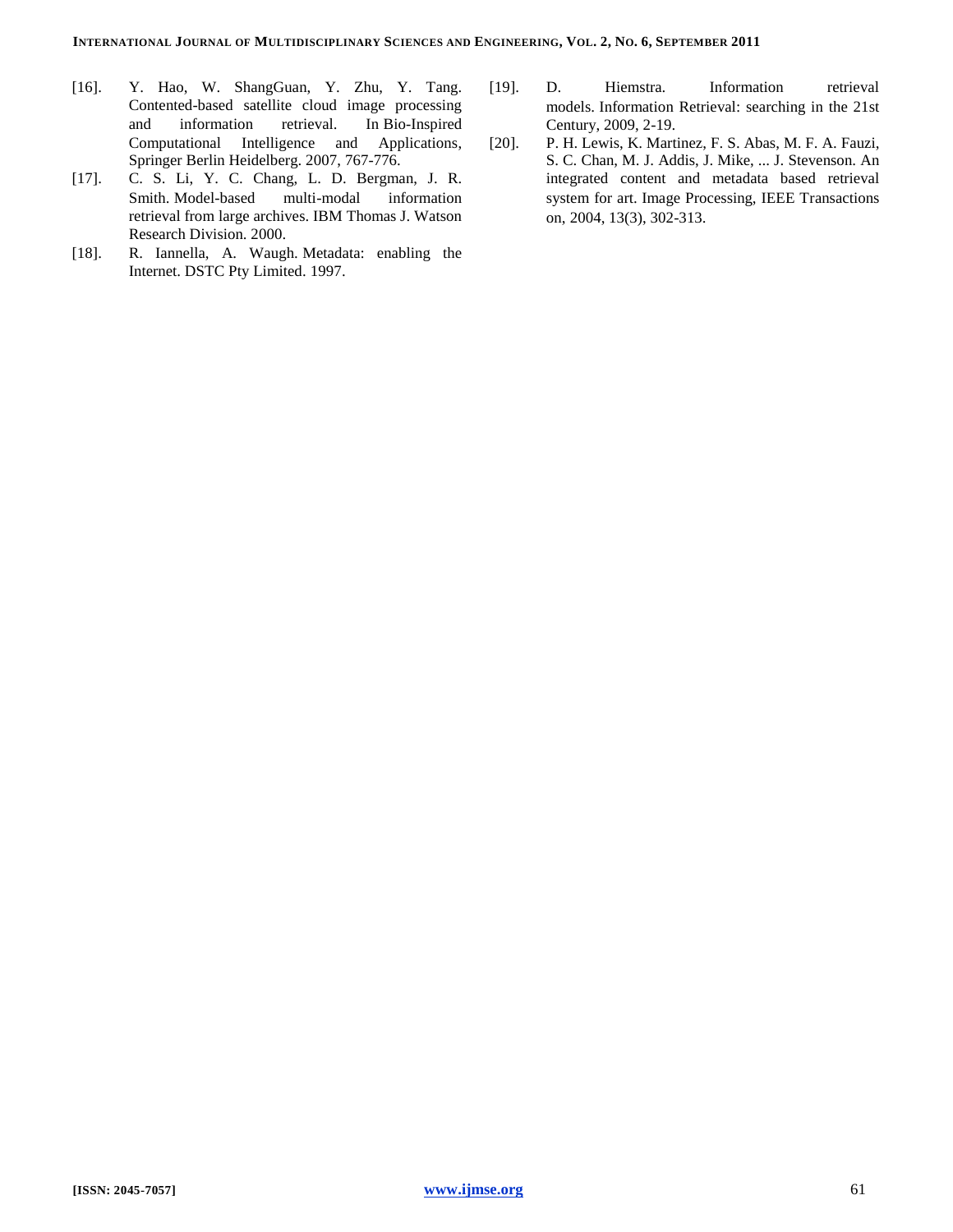[16]. Y. Hao, W. ShangGuan, Y. Zhu, Y. Tang. Contented-based satellite cloud image processing and information retrieval. In Bio-Inspired Computational Intelligence and Applications, Springer Berlin Heidelberg. 2007, 767-776.

[17]. C. S. Li, Y. C. Chang, L. D. Bergman, J. R. Smith. Model-based multi-modal information retrieval from large archives. IBM Thomas J. Watson Research Division. 2000.

[18]. R. Iannella, A. Waugh. Metadata: enabling the Internet. DSTC Pty Limited. 1997.

[19]. D. Hiemstra. Information retrieval models. Information Retrieval: searching in the 21st Century, 2009, 2-19.

[20]. P. H. Lewis, K. Martinez, F. S. Abas, M. F. A. Fauzi, S. C. Chan, M. J. Addis, J. Mike, ... J. Stevenson. An integrated content and metadata based retrieval system for art. Image Processing, IEEE Transactions on, 2004, 13(3), 302-313.